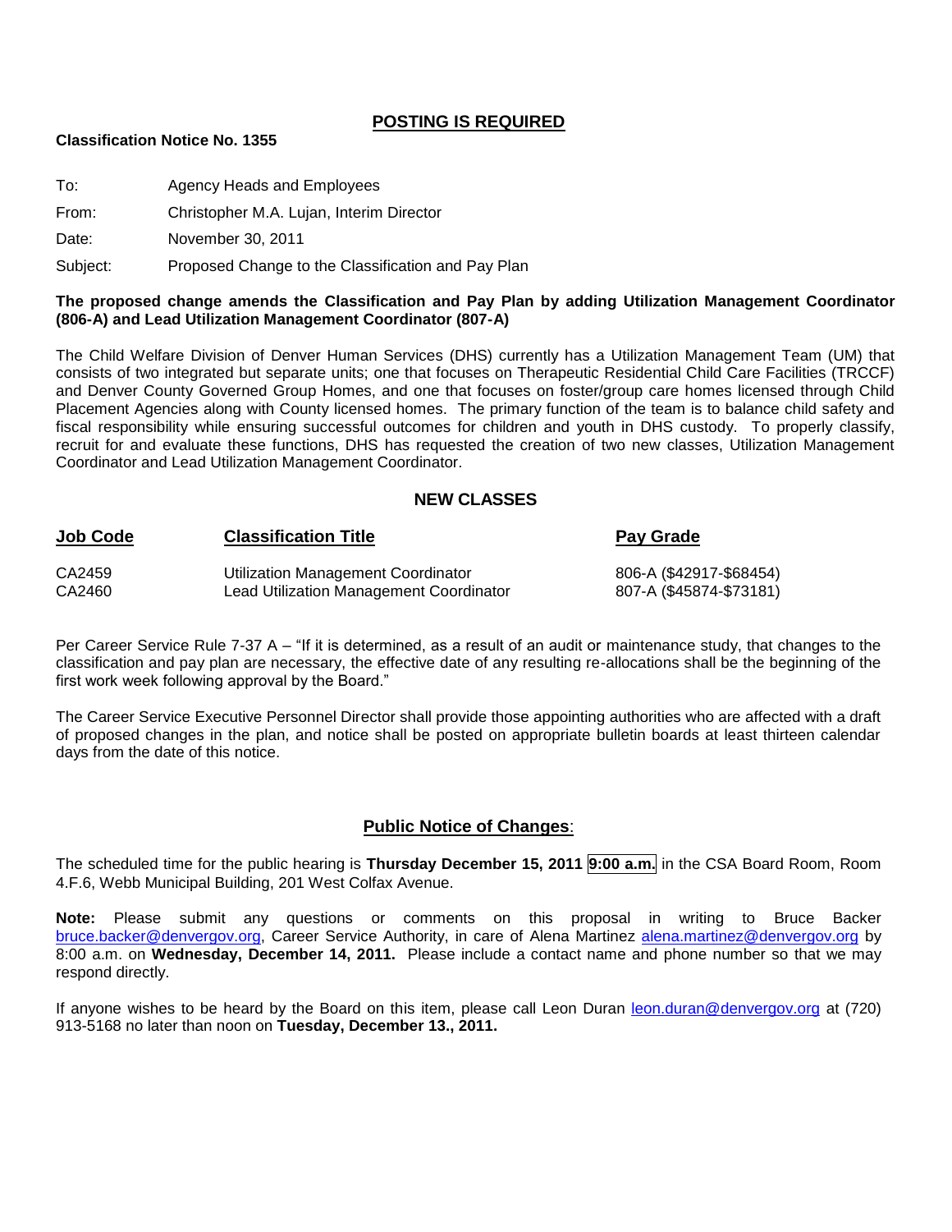## POSTING IS REQUIRED

**Classification Notice No. 1355**

To: Agency Heads and Employees

From: Christopher M.A. Lujan, Interim Director

Date: November 30, 2011

Subject: Proposed Change to the Classification and Pay Plan

**The proposed change amends the Classification and Pay Plan by adding Utilization Management Coordinator (806-A) and Lead Utilization Management Coordinator (807-A)**

The Child Welfare Division of Denver Human Services (DHS) currently has a Utilization Management Team (UM) that consists of two integrated but separate units; one that focuses on Therapeutic Residential Child Care Facilities (TRCCF) and Denver County Governed Group Homes, and one that focuses on foster/group care homes licensed through Child Placement Agencies along with County licensed homes. The primary function of the team is to balance child safety and fiscal responsibility while ensuring successful outcomes for children and youth in DHS custody. To properly classify, recruit for and evaluate these functions, DHS has requested the creation of two new classes, Utilization Management Coordinator and Lead Utilization Management Coordinator.

### NEW CLASSES

| Job Code | Classification Title | Pay Grade |
|---|---|---|
| CA2459 | Utilization Management Coordinator | 806-A ($42917-$68454) |
| CA2460 | Lead Utilization Management Coordinator | 807-A ($45874-$73181) |

Per Career Service Rule 7-37 A – "If it is determined, as a result of an audit or maintenance study, that changes to the classification and pay plan are necessary, the effective date of any resulting re-allocations shall be the beginning of the first work week following approval by the Board."

The Career Service Executive Personnel Director shall provide those appointing authorities who are affected with a draft of proposed changes in the plan, and notice shall be posted on appropriate bulletin boards at least thirteen calendar days from the date of this notice.

### Public Notice of Changes:

The scheduled time for the public hearing is **Thursday December 15, 2011 9:00 a.m.** in the CSA Board Room, Room 4.F.6, Webb Municipal Building, 201 West Colfax Avenue.

**Note:** Please submit any questions or comments on this proposal in writing to Bruce Backer bruce.backer@denvergov.org, Career Service Authority, in care of Alena Martinez alena.martinez@denvergov.org by 8:00 a.m. on **Wednesday, December 14, 2011.** Please include a contact name and phone number so that we may respond directly.

If anyone wishes to be heard by the Board on this item, please call Leon Duran leon.duran@denvergov.org at (720) 913-5168 no later than noon on **Tuesday, December 13., 2011.**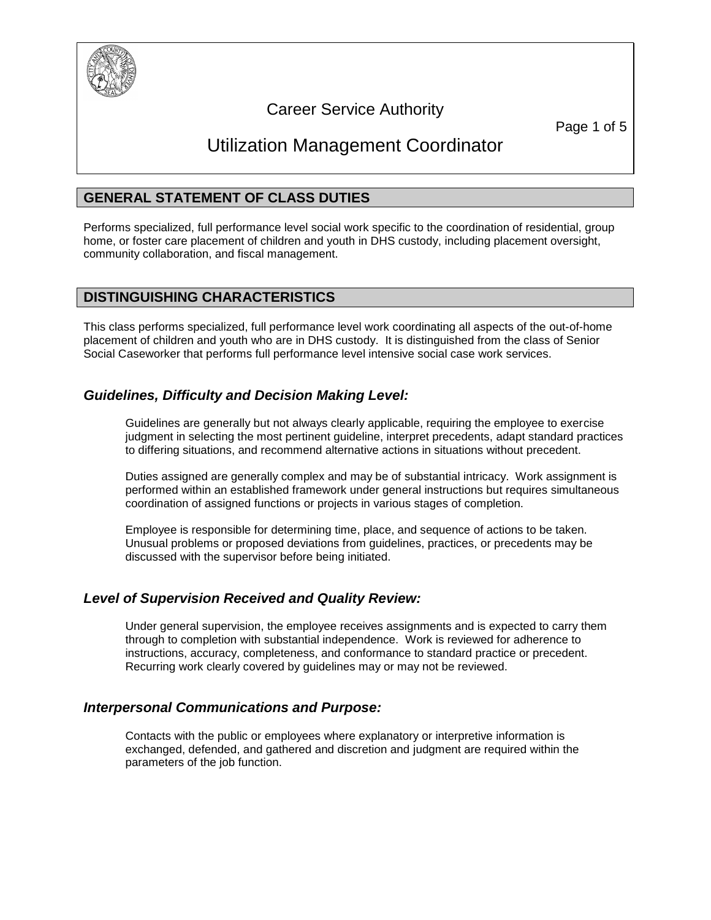# Career Service Authority

# Utilization Management Coordinator

## GENERAL STATEMENT OF CLASS DUTIES

Performs specialized, full performance level social work specific to the coordination of residential, group home, or foster care placement of children and youth in DHS custody, including placement oversight, community collaboration, and fiscal management.

## DISTINGUISHING CHARACTERISTICS

This class performs specialized, full performance level work coordinating all aspects of the out-of-home placement of children and youth who are in DHS custody. It is distinguished from the class of Senior Social Caseworker that performs full performance level intensive social case work services.

### *Guidelines, Difficulty and Decision Making Level:*

Guidelines are generally but not always clearly applicable, requiring the employee to exercise judgment in selecting the most pertinent guideline, interpret precedents, adapt standard practices to differing situations, and recommend alternative actions in situations without precedent.

Duties assigned are generally complex and may be of substantial intricacy. Work assignment is performed within an established framework under general instructions but requires simultaneous coordination of assigned functions or projects in various stages of completion.

Employee is responsible for determining time, place, and sequence of actions to be taken. Unusual problems or proposed deviations from guidelines, practices, or precedents may be discussed with the supervisor before being initiated.

### *Level of Supervision Received and Quality Review:*

Under general supervision, the employee receives assignments and is expected to carry them through to completion with substantial independence. Work is reviewed for adherence to instructions, accuracy, completeness, and conformance to standard practice or precedent. Recurring work clearly covered by guidelines may or may not be reviewed.

### *Interpersonal Communications and Purpose:*

Contacts with the public or employees where explanatory or interpretive information is exchanged, defended, and gathered and discretion and judgment are required within the parameters of the job function.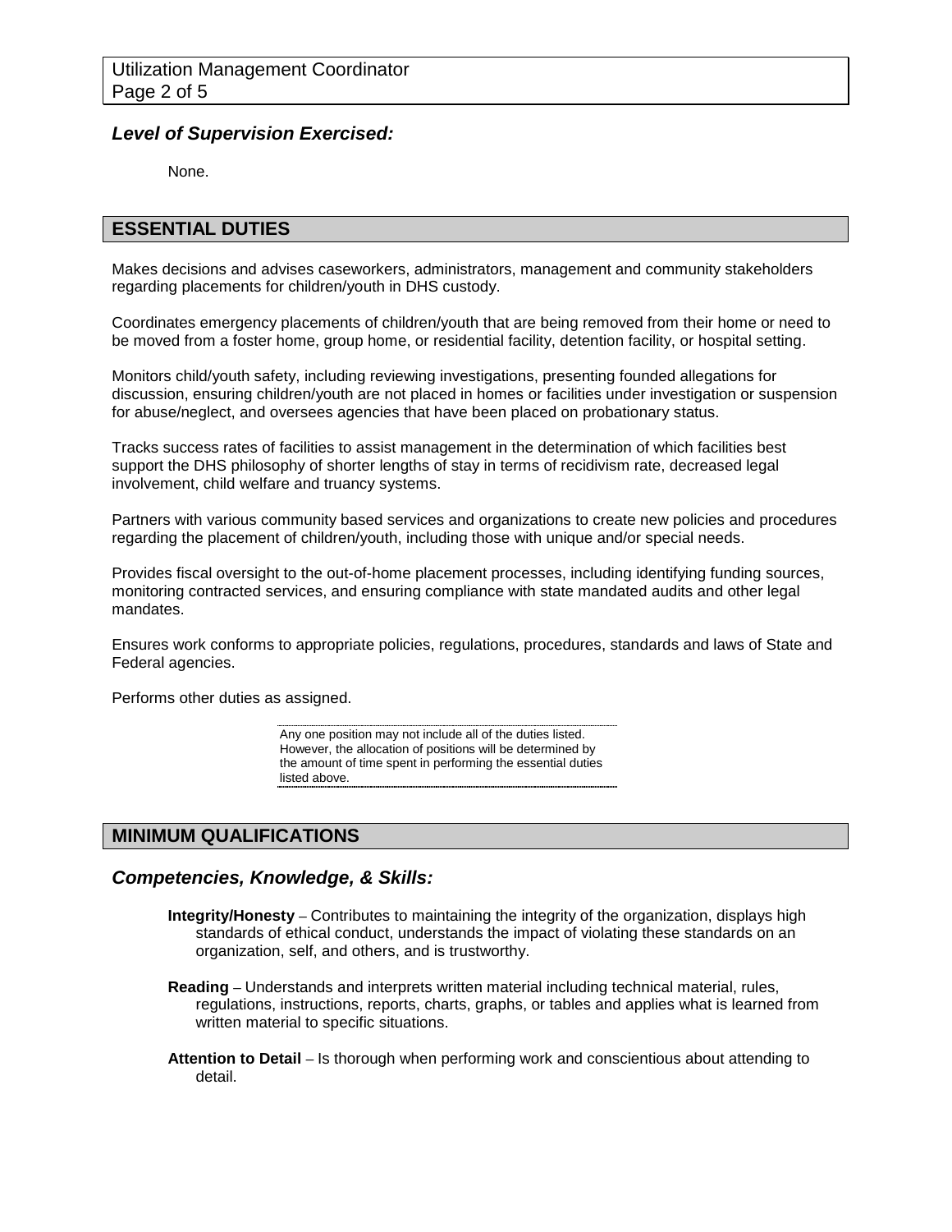### *Level of Supervision Exercised:*

None.

## ESSENTIAL DUTIES

Makes decisions and advises caseworkers, administrators, management and community stakeholders regarding placements for children/youth in DHS custody.

Coordinates emergency placements of children/youth that are being removed from their home or need to be moved from a foster home, group home, or residential facility, detention facility, or hospital setting.

Monitors child/youth safety, including reviewing investigations, presenting founded allegations for discussion, ensuring children/youth are not placed in homes or facilities under investigation or suspension for abuse/neglect, and oversees agencies that have been placed on probationary status.

Tracks success rates of facilities to assist management in the determination of which facilities best support the DHS philosophy of shorter lengths of stay in terms of recidivism rate, decreased legal involvement, child welfare and truancy systems.

Partners with various community based services and organizations to create new policies and procedures regarding the placement of children/youth, including those with unique and/or special needs.

Provides fiscal oversight to the out-of-home placement processes, including identifying funding sources, monitoring contracted services, and ensuring compliance with state mandated audits and other legal mandates.

Ensures work conforms to appropriate policies, regulations, procedures, standards and laws of State and Federal agencies.

Performs other duties as assigned.

Any one position may not include all of the duties listed. However, the allocation of positions will be determined by the amount of time spent in performing the essential duties listed above.

## MINIMUM QUALIFICATIONS

### *Competencies, Knowledge, & Skills:*

**Integrity/Honesty** – Contributes to maintaining the integrity of the organization, displays high standards of ethical conduct, understands the impact of violating these standards on an organization, self, and others, and is trustworthy.

**Reading** – Understands and interprets written material including technical material, rules, regulations, instructions, reports, charts, graphs, or tables and applies what is learned from written material to specific situations.

**Attention to Detail** – Is thorough when performing work and conscientious about attending to detail.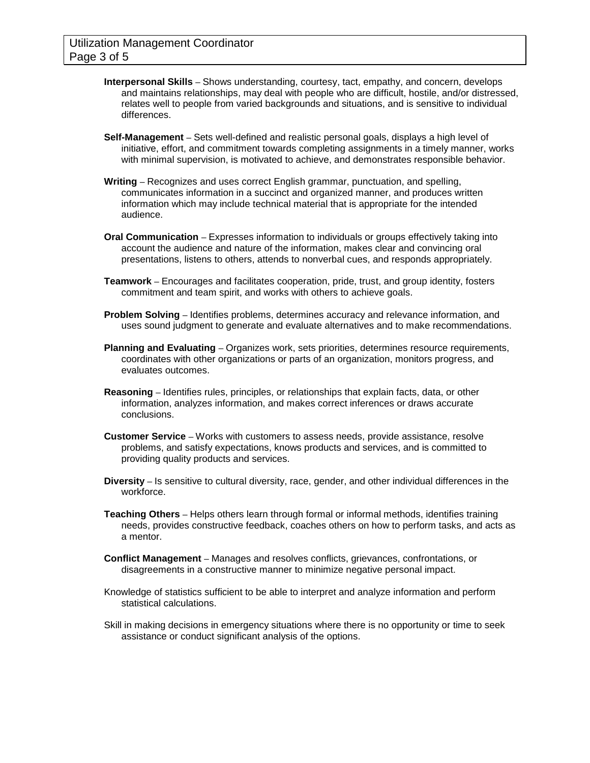**Interpersonal Skills** – Shows understanding, courtesy, tact, empathy, and concern, develops and maintains relationships, may deal with people who are difficult, hostile, and/or distressed, relates well to people from varied backgrounds and situations, and is sensitive to individual differences.

**Self-Management** – Sets well-defined and realistic personal goals, displays a high level of initiative, effort, and commitment towards completing assignments in a timely manner, works with minimal supervision, is motivated to achieve, and demonstrates responsible behavior.

**Writing** – Recognizes and uses correct English grammar, punctuation, and spelling, communicates information in a succinct and organized manner, and produces written information which may include technical material that is appropriate for the intended audience.

**Oral Communication** – Expresses information to individuals or groups effectively taking into account the audience and nature of the information, makes clear and convincing oral presentations, listens to others, attends to nonverbal cues, and responds appropriately.

**Teamwork** – Encourages and facilitates cooperation, pride, trust, and group identity, fosters commitment and team spirit, and works with others to achieve goals.

**Problem Solving** – Identifies problems, determines accuracy and relevance information, and uses sound judgment to generate and evaluate alternatives and to make recommendations.

**Planning and Evaluating** – Organizes work, sets priorities, determines resource requirements, coordinates with other organizations or parts of an organization, monitors progress, and evaluates outcomes.

**Reasoning** – Identifies rules, principles, or relationships that explain facts, data, or other information, analyzes information, and makes correct inferences or draws accurate conclusions.

**Customer Service** – Works with customers to assess needs, provide assistance, resolve problems, and satisfy expectations, knows products and services, and is committed to providing quality products and services.

**Diversity** – Is sensitive to cultural diversity, race, gender, and other individual differences in the workforce.

**Teaching Others** – Helps others learn through formal or informal methods, identifies training needs, provides constructive feedback, coaches others on how to perform tasks, and acts as a mentor.

**Conflict Management** – Manages and resolves conflicts, grievances, confrontations, or disagreements in a constructive manner to minimize negative personal impact.

Knowledge of statistics sufficient to be able to interpret and analyze information and perform statistical calculations.

Skill in making decisions in emergency situations where there is no opportunity or time to seek assistance or conduct significant analysis of the options.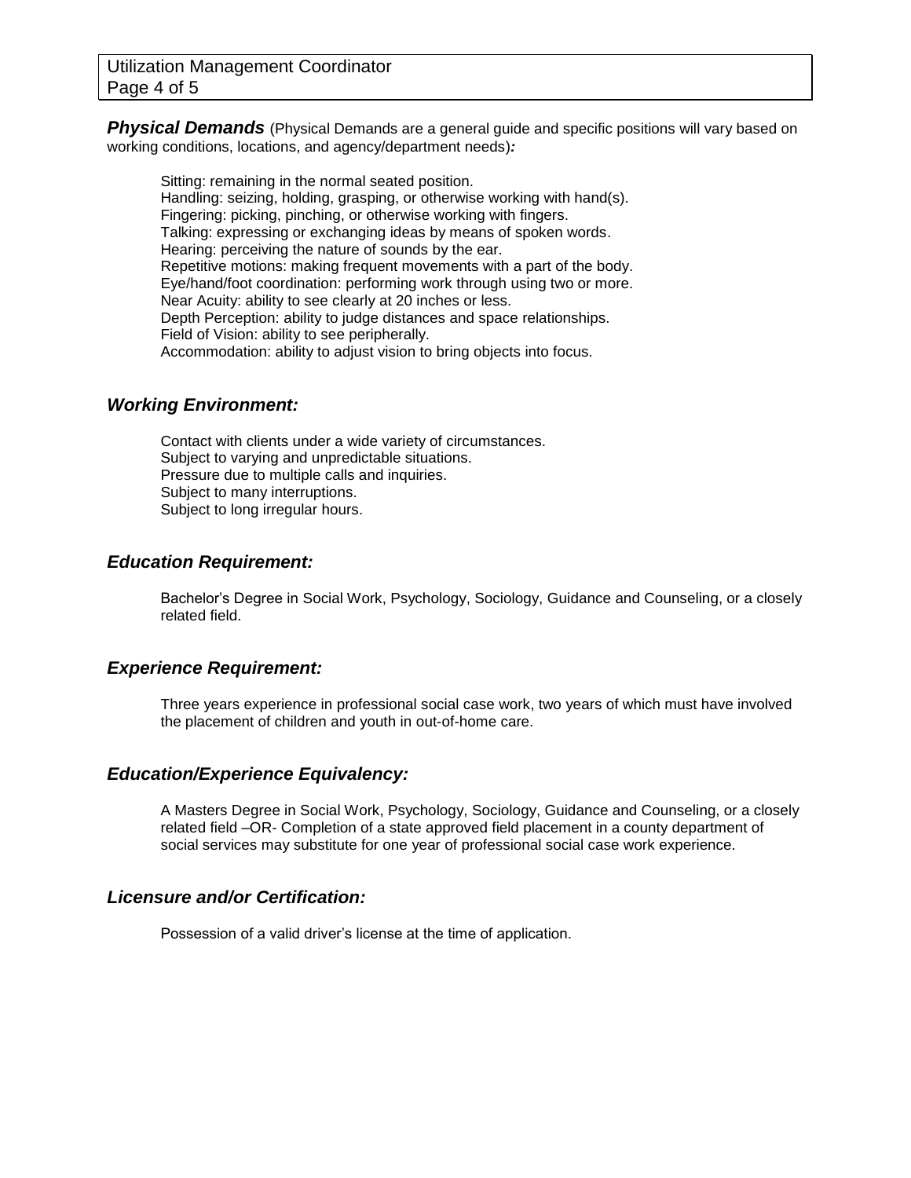***Physical Demands*** (Physical Demands are a general guide and specific positions will vary based on working conditions, locations, and agency/department needs)***:***

Sitting: remaining in the normal seated position.
Handling: seizing, holding, grasping, or otherwise working with hand(s).
Fingering: picking, pinching, or otherwise working with fingers.
Talking: expressing or exchanging ideas by means of spoken words.
Hearing: perceiving the nature of sounds by the ear.
Repetitive motions: making frequent movements with a part of the body.
Eye/hand/foot coordination: performing work through using two or more.
Near Acuity: ability to see clearly at 20 inches or less.
Depth Perception: ability to judge distances and space relationships.
Field of Vision: ability to see peripherally.
Accommodation: ability to adjust vision to bring objects into focus.

### *Working Environment:*

Contact with clients under a wide variety of circumstances.
Subject to varying and unpredictable situations.
Pressure due to multiple calls and inquiries.
Subject to many interruptions.
Subject to long irregular hours.

### *Education Requirement:*

Bachelor's Degree in Social Work, Psychology, Sociology, Guidance and Counseling, or a closely related field.

### *Experience Requirement:*

Three years experience in professional social case work, two years of which must have involved the placement of children and youth in out-of-home care.

### *Education/Experience Equivalency:*

A Masters Degree in Social Work, Psychology, Sociology, Guidance and Counseling, or a closely related field –OR- Completion of a state approved field placement in a county department of social services may substitute for one year of professional social case work experience.

### *Licensure and/or Certification:*

Possession of a valid driver's license at the time of application.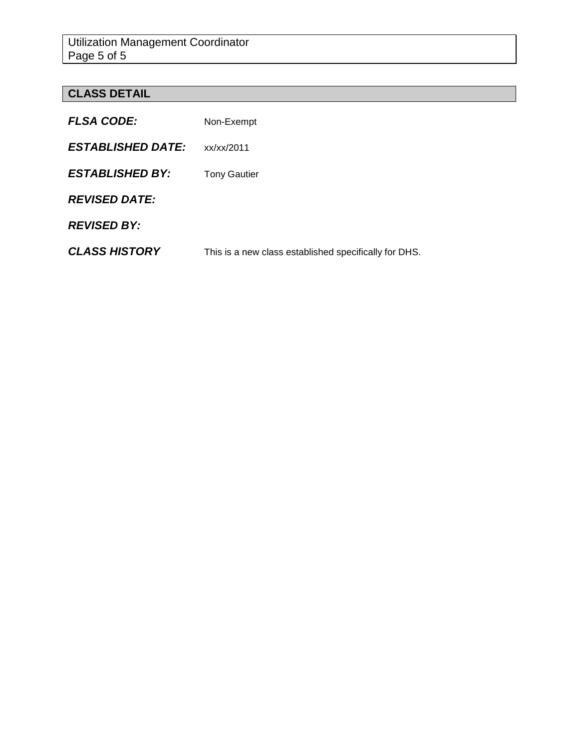## CLASS DETAIL

***FLSA CODE:*** Non-Exempt

***ESTABLISHED DATE:*** xx/xx/2011

***ESTABLISHED BY:*** Tony Gautier

***REVISED DATE:***

***REVISED BY:***

***CLASS HISTORY*** This is a new class established specifically for DHS.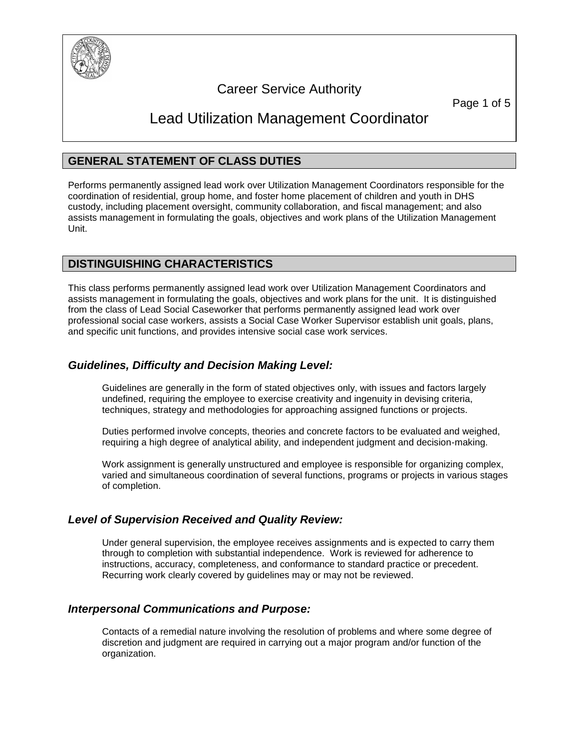# Career Service Authority

# Lead Utilization Management Coordinator

## GENERAL STATEMENT OF CLASS DUTIES

Performs permanently assigned lead work over Utilization Management Coordinators responsible for the coordination of residential, group home, and foster home placement of children and youth in DHS custody, including placement oversight, community collaboration, and fiscal management; and also assists management in formulating the goals, objectives and work plans of the Utilization Management Unit.

## DISTINGUISHING CHARACTERISTICS

This class performs permanently assigned lead work over Utilization Management Coordinators and assists management in formulating the goals, objectives and work plans for the unit. It is distinguished from the class of Lead Social Caseworker that performs permanently assigned lead work over professional social case workers, assists a Social Case Worker Supervisor establish unit goals, plans, and specific unit functions, and provides intensive social case work services.

### *Guidelines, Difficulty and Decision Making Level:*

Guidelines are generally in the form of stated objectives only, with issues and factors largely undefined, requiring the employee to exercise creativity and ingenuity in devising criteria, techniques, strategy and methodologies for approaching assigned functions or projects.

Duties performed involve concepts, theories and concrete factors to be evaluated and weighed, requiring a high degree of analytical ability, and independent judgment and decision-making.

Work assignment is generally unstructured and employee is responsible for organizing complex, varied and simultaneous coordination of several functions, programs or projects in various stages of completion.

### *Level of Supervision Received and Quality Review:*

Under general supervision, the employee receives assignments and is expected to carry them through to completion with substantial independence. Work is reviewed for adherence to instructions, accuracy, completeness, and conformance to standard practice or precedent. Recurring work clearly covered by guidelines may or may not be reviewed.

### *Interpersonal Communications and Purpose:*

Contacts of a remedial nature involving the resolution of problems and where some degree of discretion and judgment are required in carrying out a major program and/or function of the organization.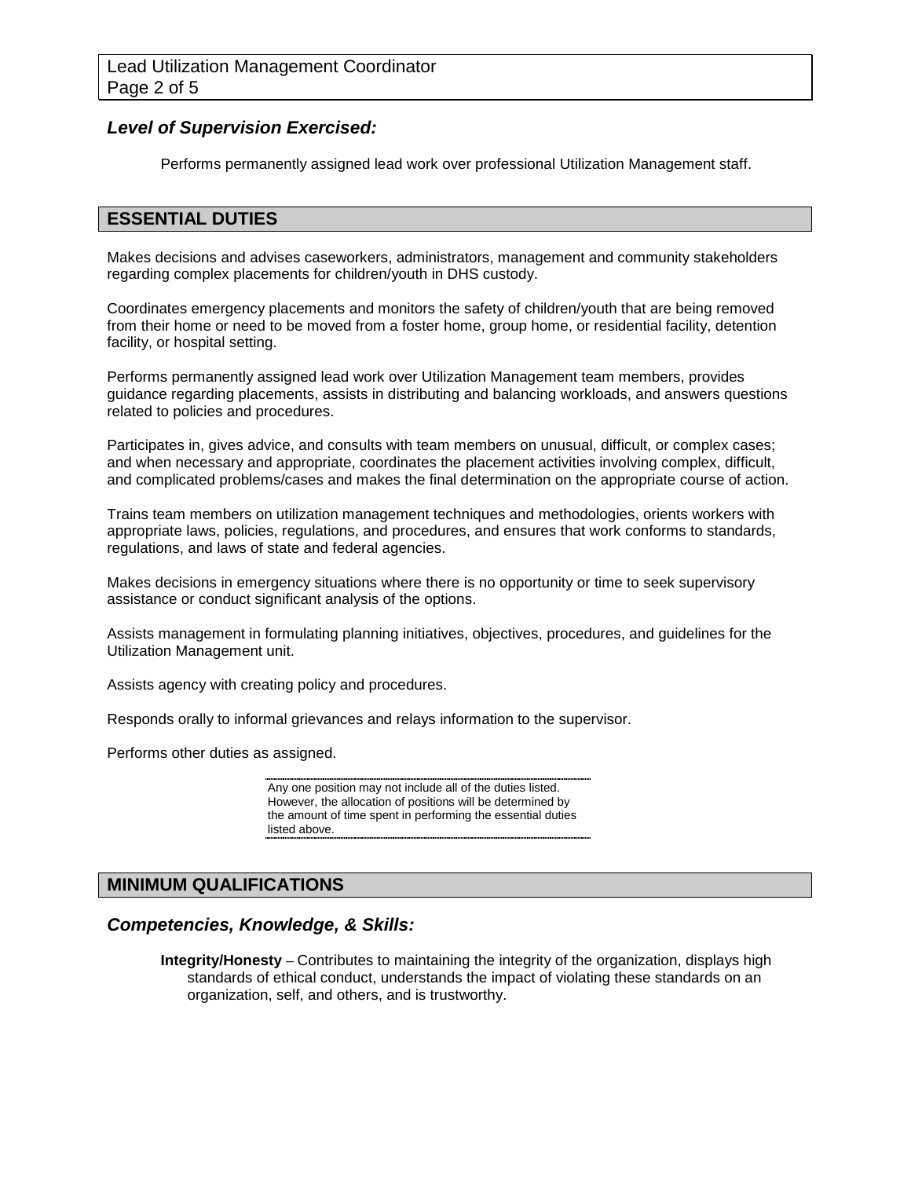### *Level of Supervision Exercised:*

Performs permanently assigned lead work over professional Utilization Management staff.

## ESSENTIAL DUTIES

Makes decisions and advises caseworkers, administrators, management and community stakeholders regarding complex placements for children/youth in DHS custody.

Coordinates emergency placements and monitors the safety of children/youth that are being removed from their home or need to be moved from a foster home, group home, or residential facility, detention facility, or hospital setting.

Performs permanently assigned lead work over Utilization Management team members, provides guidance regarding placements, assists in distributing and balancing workloads, and answers questions related to policies and procedures.

Participates in, gives advice, and consults with team members on unusual, difficult, or complex cases; and when necessary and appropriate, coordinates the placement activities involving complex, difficult, and complicated problems/cases and makes the final determination on the appropriate course of action.

Trains team members on utilization management techniques and methodologies, orients workers with appropriate laws, policies, regulations, and procedures, and ensures that work conforms to standards, regulations, and laws of state and federal agencies.

Makes decisions in emergency situations where there is no opportunity or time to seek supervisory assistance or conduct significant analysis of the options.

Assists management in formulating planning initiatives, objectives, procedures, and guidelines for the Utilization Management unit.

Assists agency with creating policy and procedures.

Responds orally to informal grievances and relays information to the supervisor.

Performs other duties as assigned.

Any one position may not include all of the duties listed. However, the allocation of positions will be determined by the amount of time spent in performing the essential duties listed above.

## MINIMUM QUALIFICATIONS

### *Competencies, Knowledge, & Skills:*

**Integrity/Honesty** – Contributes to maintaining the integrity of the organization, displays high standards of ethical conduct, understands the impact of violating these standards on an organization, self, and others, and is trustworthy.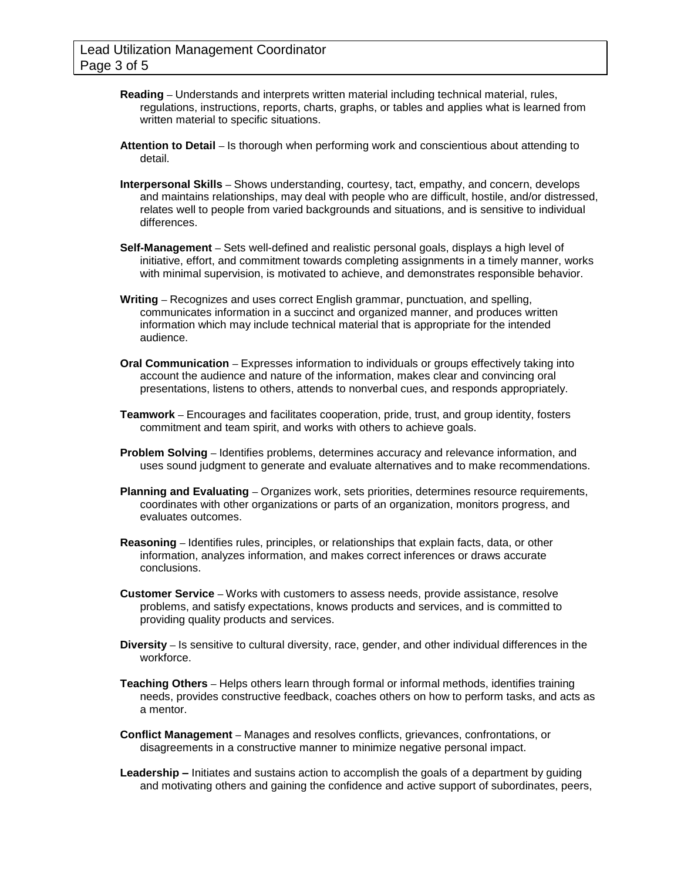**Reading** – Understands and interprets written material including technical material, rules, regulations, instructions, reports, charts, graphs, or tables and applies what is learned from written material to specific situations.

**Attention to Detail** – Is thorough when performing work and conscientious about attending to detail.

**Interpersonal Skills** – Shows understanding, courtesy, tact, empathy, and concern, develops and maintains relationships, may deal with people who are difficult, hostile, and/or distressed, relates well to people from varied backgrounds and situations, and is sensitive to individual differences.

**Self-Management** – Sets well-defined and realistic personal goals, displays a high level of initiative, effort, and commitment towards completing assignments in a timely manner, works with minimal supervision, is motivated to achieve, and demonstrates responsible behavior.

**Writing** – Recognizes and uses correct English grammar, punctuation, and spelling, communicates information in a succinct and organized manner, and produces written information which may include technical material that is appropriate for the intended audience.

**Oral Communication** – Expresses information to individuals or groups effectively taking into account the audience and nature of the information, makes clear and convincing oral presentations, listens to others, attends to nonverbal cues, and responds appropriately.

**Teamwork** – Encourages and facilitates cooperation, pride, trust, and group identity, fosters commitment and team spirit, and works with others to achieve goals.

**Problem Solving** – Identifies problems, determines accuracy and relevance information, and uses sound judgment to generate and evaluate alternatives and to make recommendations.

**Planning and Evaluating** – Organizes work, sets priorities, determines resource requirements, coordinates with other organizations or parts of an organization, monitors progress, and evaluates outcomes.

**Reasoning** – Identifies rules, principles, or relationships that explain facts, data, or other information, analyzes information, and makes correct inferences or draws accurate conclusions.

**Customer Service** – Works with customers to assess needs, provide assistance, resolve problems, and satisfy expectations, knows products and services, and is committed to providing quality products and services.

**Diversity** – Is sensitive to cultural diversity, race, gender, and other individual differences in the workforce.

**Teaching Others** – Helps others learn through formal or informal methods, identifies training needs, provides constructive feedback, coaches others on how to perform tasks, and acts as a mentor.

**Conflict Management** – Manages and resolves conflicts, grievances, confrontations, or disagreements in a constructive manner to minimize negative personal impact.

**Leadership –** Initiates and sustains action to accomplish the goals of a department by guiding and motivating others and gaining the confidence and active support of subordinates, peers,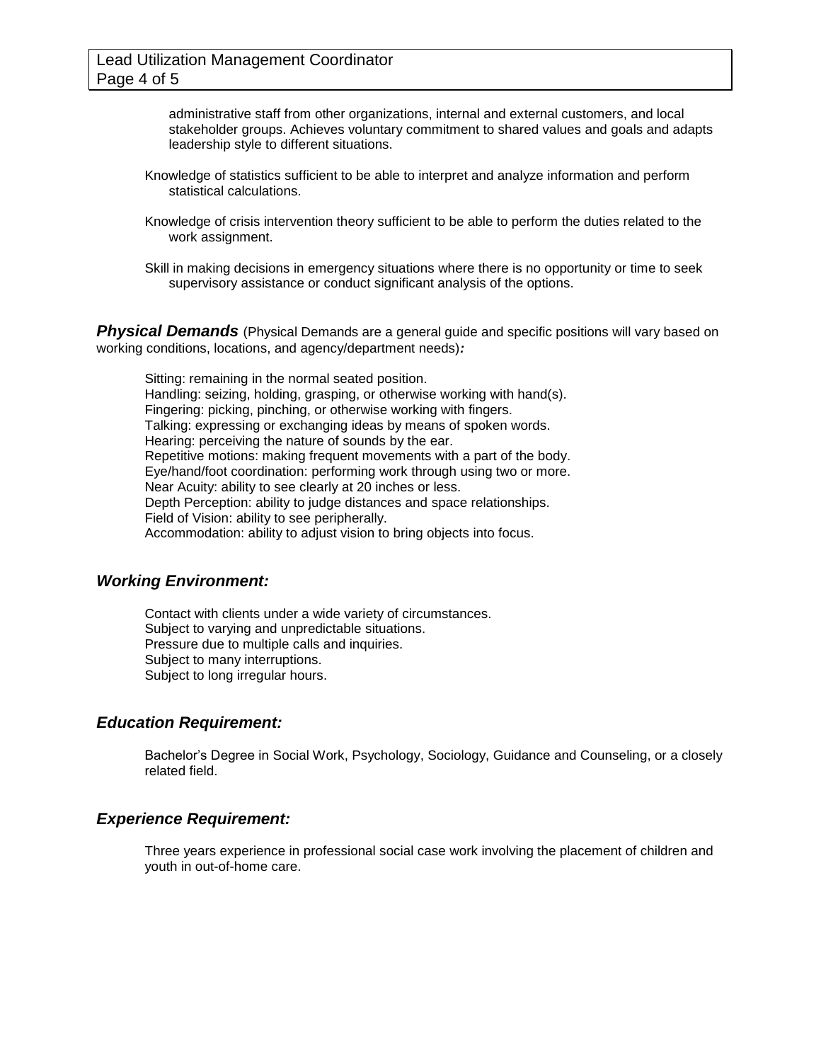administrative staff from other organizations, internal and external customers, and local stakeholder groups. Achieves voluntary commitment to shared values and goals and adapts leadership style to different situations.

Knowledge of statistics sufficient to be able to interpret and analyze information and perform statistical calculations.

Knowledge of crisis intervention theory sufficient to be able to perform the duties related to the work assignment.

Skill in making decisions in emergency situations where there is no opportunity or time to seek supervisory assistance or conduct significant analysis of the options.

***Physical Demands*** (Physical Demands are a general guide and specific positions will vary based on working conditions, locations, and agency/department needs)***:***

Sitting: remaining in the normal seated position.
Handling: seizing, holding, grasping, or otherwise working with hand(s).
Fingering: picking, pinching, or otherwise working with fingers.
Talking: expressing or exchanging ideas by means of spoken words.
Hearing: perceiving the nature of sounds by the ear.
Repetitive motions: making frequent movements with a part of the body.
Eye/hand/foot coordination: performing work through using two or more.
Near Acuity: ability to see clearly at 20 inches or less.
Depth Perception: ability to judge distances and space relationships.
Field of Vision: ability to see peripherally.
Accommodation: ability to adjust vision to bring objects into focus.

### *Working Environment:*

Contact with clients under a wide variety of circumstances.
Subject to varying and unpredictable situations.
Pressure due to multiple calls and inquiries.
Subject to many interruptions.
Subject to long irregular hours.

### *Education Requirement:*

Bachelor's Degree in Social Work, Psychology, Sociology, Guidance and Counseling, or a closely related field.

### *Experience Requirement:*

Three years experience in professional social case work involving the placement of children and youth in out-of-home care.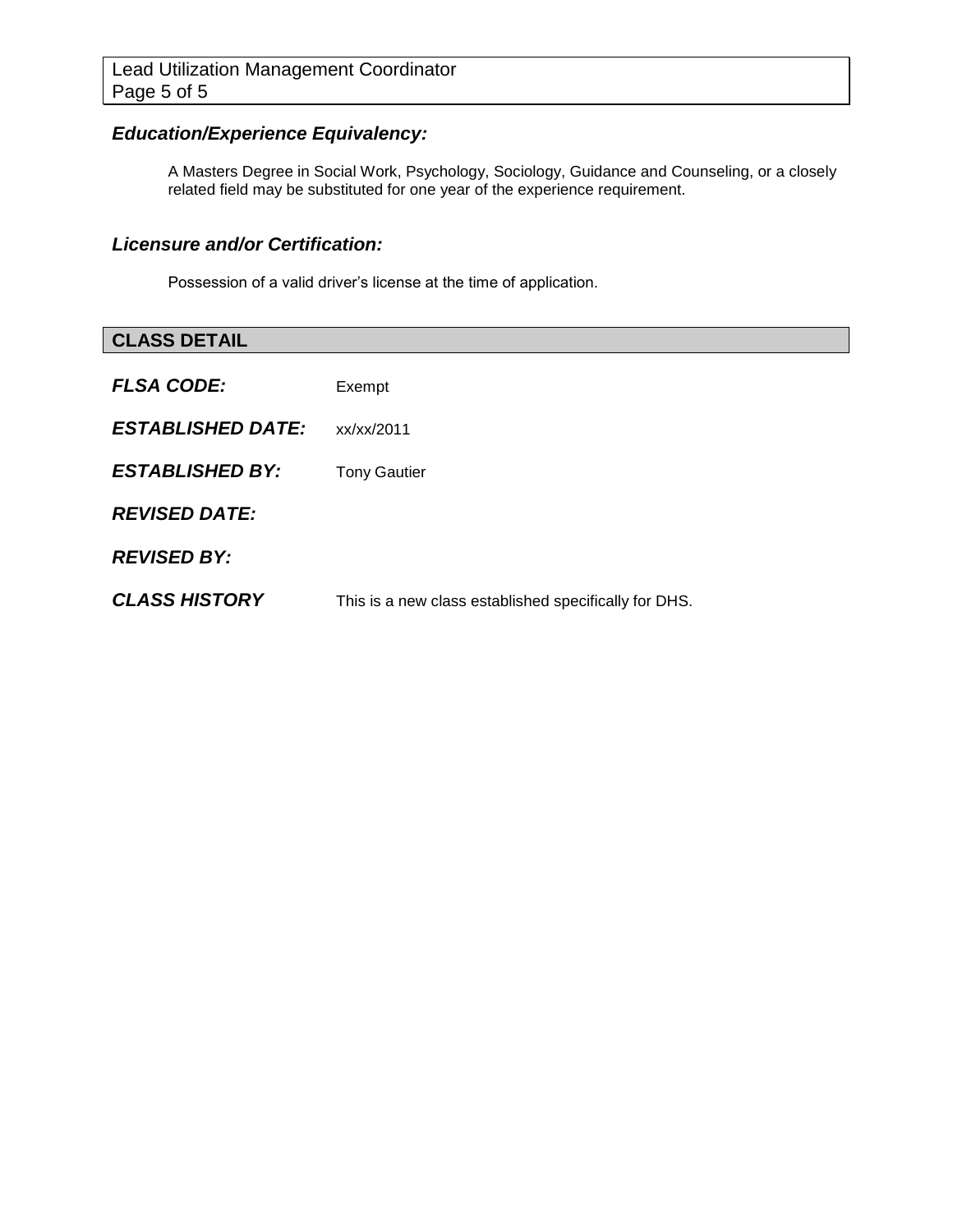### *Education/Experience Equivalency:*

A Masters Degree in Social Work, Psychology, Sociology, Guidance and Counseling, or a closely related field may be substituted for one year of the experience requirement.

### *Licensure and/or Certification:*

Possession of a valid driver's license at the time of application.

## CLASS DETAIL

***FLSA CODE:*** Exempt

***ESTABLISHED DATE:*** xx/xx/2011

***ESTABLISHED BY:*** Tony Gautier

***REVISED DATE:***

***REVISED BY:***

***CLASS HISTORY*** This is a new class established specifically for DHS.